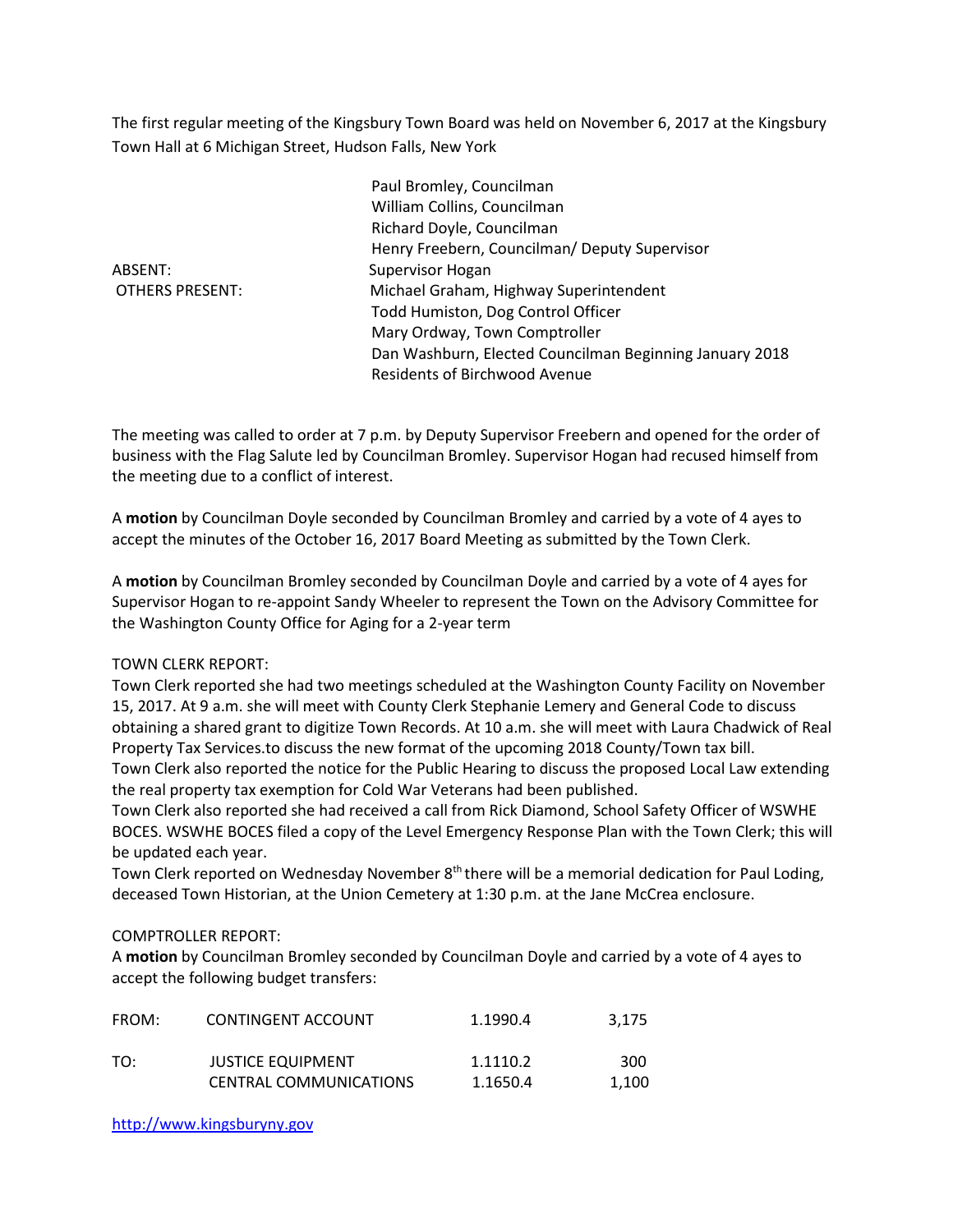The first regular meeting of the Kingsbury Town Board was held on November 6, 2017 at the Kingsbury Town Hall at 6 Michigan Street, Hudson Falls, New York

| | |
|---|---|
| | Paul Bromley, Councilman |
| | William Collins, Councilman |
| | Richard Doyle, Councilman |
| | Henry Freebern, Councilman/ Deputy Supervisor |
| ABSENT: | Supervisor Hogan |
| OTHERS PRESENT: | Michael Graham, Highway Superintendent |
| | Todd Humiston, Dog Control Officer |
| | Mary Ordway, Town Comptroller |
| | Dan Washburn, Elected Councilman Beginning January 2018 |
| | Residents of Birchwood Avenue |

The meeting was called to order at 7 p.m. by Deputy Supervisor Freebern and opened for the order of business with the Flag Salute led by Councilman Bromley. Supervisor Hogan had recused himself from the meeting due to a conflict of interest.

A **motion** by Councilman Doyle seconded by Councilman Bromley and carried by a vote of 4 ayes to accept the minutes of the October 16, 2017 Board Meeting as submitted by the Town Clerk.

A **motion** by Councilman Bromley seconded by Councilman Doyle and carried by a vote of 4 ayes for Supervisor Hogan to re-appoint Sandy Wheeler to represent the Town on the Advisory Committee for the Washington County Office for Aging for a 2-year term

TOWN CLERK REPORT:

Town Clerk reported she had two meetings scheduled at the Washington County Facility on November 15, 2017. At 9 a.m. she will meet with County Clerk Stephanie Lemery and General Code to discuss obtaining a shared grant to digitize Town Records. At 10 a.m. she will meet with Laura Chadwick of Real Property Tax Services.to discuss the new format of the upcoming 2018 County/Town tax bill.

Town Clerk also reported the notice for the Public Hearing to discuss the proposed Local Law extending the real property tax exemption for Cold War Veterans had been published.

Town Clerk also reported she had received a call from Rick Diamond, School Safety Officer of WSWHE BOCES. WSWHE BOCES filed a copy of the Level Emergency Response Plan with the Town Clerk; this will be updated each year.

Town Clerk reported on Wednesday November 8th there will be a memorial dedication for Paul Loding, deceased Town Historian, at the Union Cemetery at 1:30 p.m. at the Jane McCrea enclosure.

COMPTROLLER REPORT:

A **motion** by Councilman Bromley seconded by Councilman Doyle and carried by a vote of 4 ayes to accept the following budget transfers:

| | | | |
|---|---|---|---|
| FROM: | CONTINGENT ACCOUNT | 1.1990.4 | 3,175 |
| TO: | JUSTICE EQUIPMENT | 1.1110.2 | 300 |
| | CENTRAL COMMUNICATIONS | 1.1650.4 | 1,100 |

http://www.kingsburyny.gov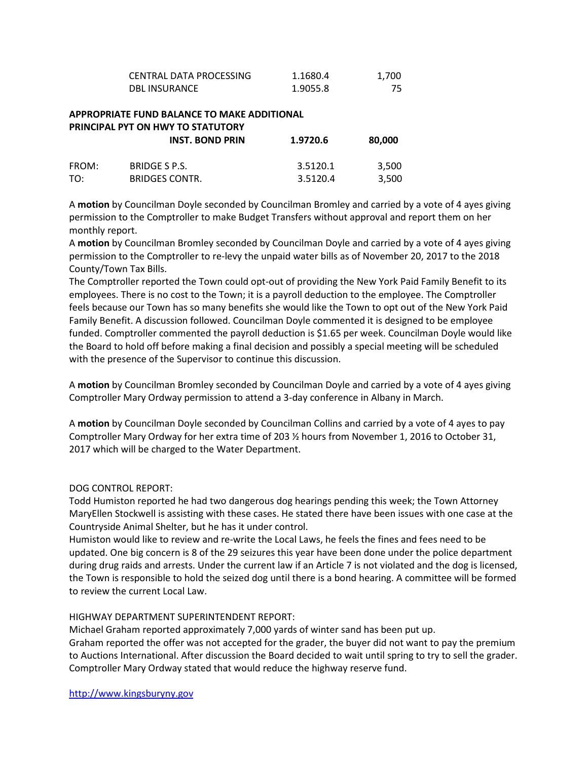| | | | |
|---|---|---|---|
| | CENTRAL DATA PROCESSING | 1.1680.4 | 1,700 |
| | DBL INSURANCE | 1.9055.8 | 75 |

**APPROPRIATE FUND BALANCE TO MAKE ADDITIONAL PRINCIPAL PYT ON HWY TO STATUTORY**

| | | | |
|---|---|---|---|
| | **INST. BOND PRIN** | **1.9720.6** | **80,000** |
| FROM: | BRIDGE S P.S. | 3.5120.1 | 3,500 |
| TO: | BRIDGES CONTR. | 3.5120.4 | 3,500 |

A **motion** by Councilman Doyle seconded by Councilman Bromley and carried by a vote of 4 ayes giving permission to the Comptroller to make Budget Transfers without approval and report them on her monthly report.

A **motion** by Councilman Bromley seconded by Councilman Doyle and carried by a vote of 4 ayes giving permission to the Comptroller to re-levy the unpaid water bills as of November 20, 2017 to the 2018 County/Town Tax Bills.

The Comptroller reported the Town could opt-out of providing the New York Paid Family Benefit to its employees. There is no cost to the Town; it is a payroll deduction to the employee. The Comptroller feels because our Town has so many benefits she would like the Town to opt out of the New York Paid Family Benefit. A discussion followed. Councilman Doyle commented it is designed to be employee funded. Comptroller commented the payroll deduction is $1.65 per week. Councilman Doyle would like the Board to hold off before making a final decision and possibly a special meeting will be scheduled with the presence of the Supervisor to continue this discussion.

A **motion** by Councilman Bromley seconded by Councilman Doyle and carried by a vote of 4 ayes giving Comptroller Mary Ordway permission to attend a 3-day conference in Albany in March.

A **motion** by Councilman Doyle seconded by Councilman Collins and carried by a vote of 4 ayes to pay Comptroller Mary Ordway for her extra time of 203 ½ hours from November 1, 2016 to October 31, 2017 which will be charged to the Water Department.

DOG CONTROL REPORT:

Todd Humiston reported he had two dangerous dog hearings pending this week; the Town Attorney MaryEllen Stockwell is assisting with these cases. He stated there have been issues with one case at the Countryside Animal Shelter, but he has it under control.

Humiston would like to review and re-write the Local Laws, he feels the fines and fees need to be updated. One big concern is 8 of the 29 seizures this year have been done under the police department during drug raids and arrests. Under the current law if an Article 7 is not violated and the dog is licensed, the Town is responsible to hold the seized dog until there is a bond hearing. A committee will be formed to review the current Local Law.

HIGHWAY DEPARTMENT SUPERINTENDENT REPORT:

Michael Graham reported approximately 7,000 yards of winter sand has been put up.

Graham reported the offer was not accepted for the grader, the buyer did not want to pay the premium to Auctions International. After discussion the Board decided to wait until spring to try to sell the grader. Comptroller Mary Ordway stated that would reduce the highway reserve fund.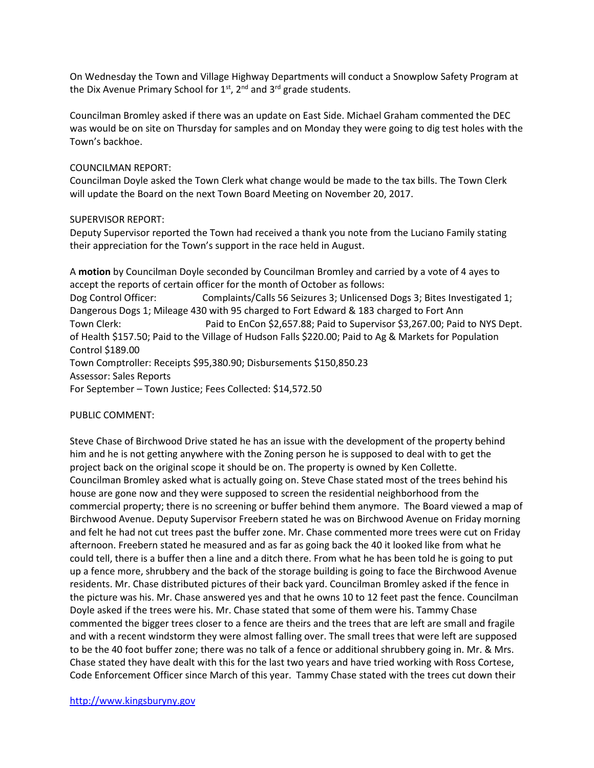On Wednesday the Town and Village Highway Departments will conduct a Snowplow Safety Program at the Dix Avenue Primary School for 1st, 2nd and 3rd grade students.

Councilman Bromley asked if there was an update on East Side. Michael Graham commented the DEC was would be on site on Thursday for samples and on Monday they were going to dig test holes with the Town's backhoe.

COUNCILMAN REPORT:
Councilman Doyle asked the Town Clerk what change would be made to the tax bills. The Town Clerk will update the Board on the next Town Board Meeting on November 20, 2017.

SUPERVISOR REPORT:
Deputy Supervisor reported the Town had received a thank you note from the Luciano Family stating their appreciation for the Town's support in the race held in August.

A **motion** by Councilman Doyle seconded by Councilman Bromley and carried by a vote of 4 ayes to accept the reports of certain officer for the month of October as follows:
Dog Control Officer: Complaints/Calls 56 Seizures 3; Unlicensed Dogs 3; Bites Investigated 1; Dangerous Dogs 1; Mileage 430 with 95 charged to Fort Edward & 183 charged to Fort Ann
Town Clerk: Paid to EnCon $2,657.88; Paid to Supervisor $3,267.00; Paid to NYS Dept. of Health $157.50; Paid to the Village of Hudson Falls $220.00; Paid to Ag & Markets for Population Control $189.00
Town Comptroller: Receipts $95,380.90; Disbursements $150,850.23
Assessor: Sales Reports
For September – Town Justice; Fees Collected: $14,572.50

PUBLIC COMMENT:

Steve Chase of Birchwood Drive stated he has an issue with the development of the property behind him and he is not getting anywhere with the Zoning person he is supposed to deal with to get the project back on the original scope it should be on. The property is owned by Ken Collette. Councilman Bromley asked what is actually going on. Steve Chase stated most of the trees behind his house are gone now and they were supposed to screen the residential neighborhood from the commercial property; there is no screening or buffer behind them anymore. The Board viewed a map of Birchwood Avenue. Deputy Supervisor Freebern stated he was on Birchwood Avenue on Friday morning and felt he had not cut trees past the buffer zone. Mr. Chase commented more trees were cut on Friday afternoon. Freebern stated he measured and as far as going back the 40 it looked like from what he could tell, there is a buffer then a line and a ditch there. From what he has been told he is going to put up a fence more, shrubbery and the back of the storage building is going to face the Birchwood Avenue residents. Mr. Chase distributed pictures of their back yard. Councilman Bromley asked if the fence in the picture was his. Mr. Chase answered yes and that he owns 10 to 12 feet past the fence. Councilman Doyle asked if the trees were his. Mr. Chase stated that some of them were his. Tammy Chase commented the bigger trees closer to a fence are theirs and the trees that are left are small and fragile and with a recent windstorm they were almost falling over. The small trees that were left are supposed to be the 40 foot buffer zone; there was no talk of a fence or additional shrubbery going in. Mr. & Mrs. Chase stated they have dealt with this for the last two years and have tried working with Ross Cortese, Code Enforcement Officer since March of this year. Tammy Chase stated with the trees cut down their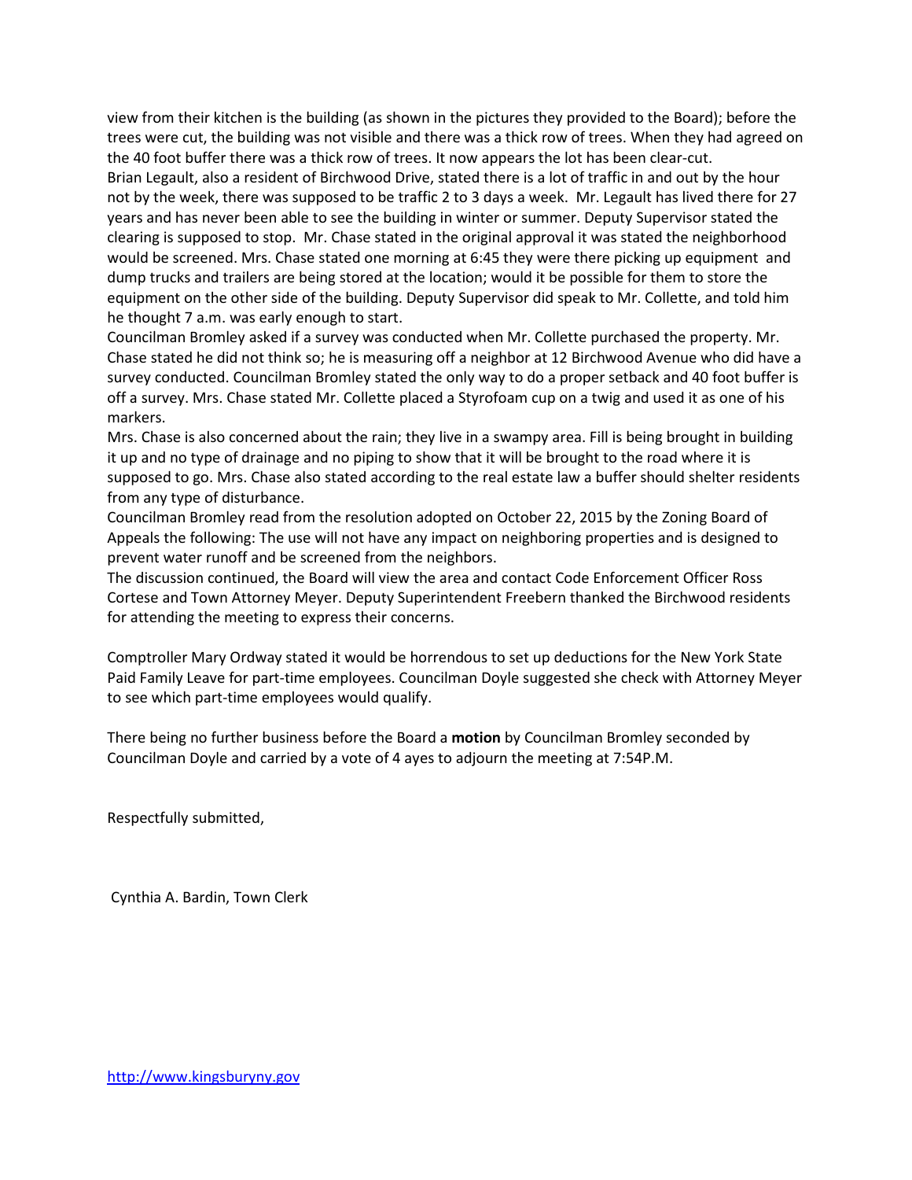view from their kitchen is the building (as shown in the pictures they provided to the Board); before the trees were cut, the building was not visible and there was a thick row of trees. When they had agreed on the 40 foot buffer there was a thick row of trees. It now appears the lot has been clear-cut.
Brian Legault, also a resident of Birchwood Drive, stated there is a lot of traffic in and out by the hour not by the week, there was supposed to be traffic 2 to 3 days a week. Mr. Legault has lived there for 27 years and has never been able to see the building in winter or summer. Deputy Supervisor stated the clearing is supposed to stop. Mr. Chase stated in the original approval it was stated the neighborhood would be screened. Mrs. Chase stated one morning at 6:45 they were there picking up equipment and dump trucks and trailers are being stored at the location; would it be possible for them to store the equipment on the other side of the building. Deputy Supervisor did speak to Mr. Collette, and told him he thought 7 a.m. was early enough to start.
Councilman Bromley asked if a survey was conducted when Mr. Collette purchased the property. Mr. Chase stated he did not think so; he is measuring off a neighbor at 12 Birchwood Avenue who did have a survey conducted. Councilman Bromley stated the only way to do a proper setback and 40 foot buffer is off a survey. Mrs. Chase stated Mr. Collette placed a Styrofoam cup on a twig and used it as one of his markers.
Mrs. Chase is also concerned about the rain; they live in a swampy area. Fill is being brought in building it up and no type of drainage and no piping to show that it will be brought to the road where it is supposed to go. Mrs. Chase also stated according to the real estate law a buffer should shelter residents from any type of disturbance.
Councilman Bromley read from the resolution adopted on October 22, 2015 by the Zoning Board of Appeals the following: The use will not have any impact on neighboring properties and is designed to prevent water runoff and be screened from the neighbors.
The discussion continued, the Board will view the area and contact Code Enforcement Officer Ross Cortese and Town Attorney Meyer. Deputy Superintendent Freebern thanked the Birchwood residents for attending the meeting to express their concerns.

Comptroller Mary Ordway stated it would be horrendous to set up deductions for the New York State Paid Family Leave for part-time employees. Councilman Doyle suggested she check with Attorney Meyer to see which part-time employees would qualify.

There being no further business before the Board a **motion** by Councilman Bromley seconded by Councilman Doyle and carried by a vote of 4 ayes to adjourn the meeting at 7:54P.M.

Respectfully submitted,

Cynthia A. Bardin, Town Clerk

http://www.kingsburyny.gov